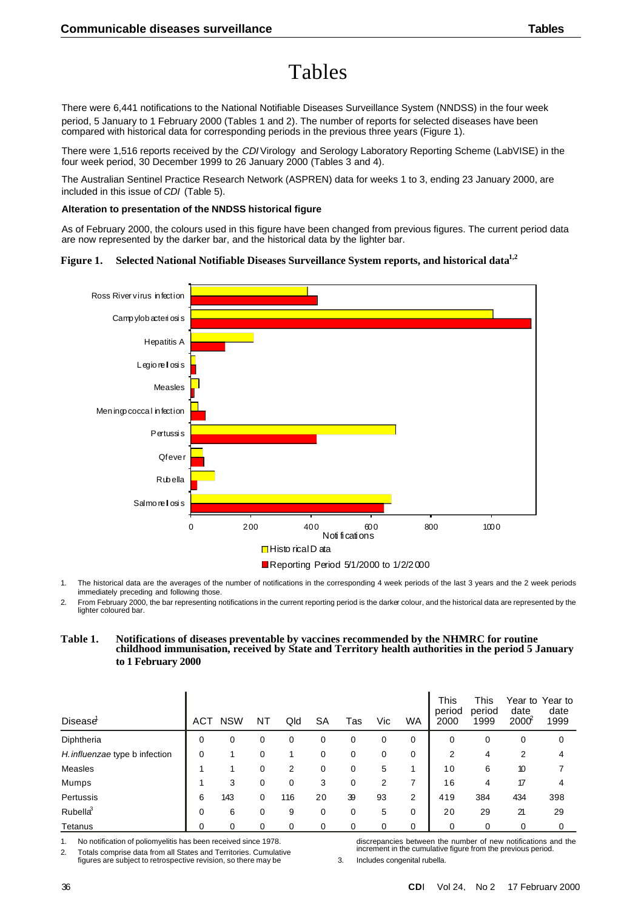# Tables

There were 6,441 notifications to the National Notifiable Diseases Surveillance System (NNDSS) in the four week period, 5 January to 1 February 2000 (Tables 1 and 2). The number of reports for selected diseases have been compared with historical data for corresponding periods in the previous three years (Figure 1).

There were 1,516 reports received by the *CDI* Virology and Serology Laboratory Reporting Scheme (LabVISE) in the four week period, 30 December 1999 to 26 January 2000 (Tables 3 and 4).

The Australian Sentinel Practice Research Network (ASPREN) data for weeks 1 to 3, ending 23 January 2000, are included in this issue of *CDI* (Table 5).

**Alteration to presentation of the NNDSS historical figure**

As of February 2000, the colours used in this figure have been changed from previous figures. The current period data are now represented by the darker bar, and the historical data by the lighter bar.

**Figure 1. Selected National Notifiable Diseases Surveillance System reports, and historical data[1,2]**

1. The historical data are the averages of the number of notifications in the corresponding 4 week periods of the last 3 years and the 2 week periods immediately preceding and following those.
2. From February 2000, the bar representing notifications in the current reporting period is the darker colour, and the historical data are represented by the lighter coloured bar.

**Table 1. Notifications of diseases preventable by vaccines recommended by the NHMRC for routine childhood immunisation, received by State and Territory health authorities in the period 5 January to 1 February 2000**

| Disease[1] | ACT | NSW | NT | Qld | SA | Tas | Vic | WA | This period 2000 | This period 1999 | Year to date 2000[2] | Year to date 1999 |
|---|---|---|---|---|---|---|---|---|---|---|---|---|
| Diphtheria | 0 | 0 | 0 | 0 | 0 | 0 | 0 | 0 | 0 | 0 | 0 | 0 |
| *H. influenzae* type b infection | 0 | 1 | 0 | 1 | 0 | 0 | 0 | 0 | 2 | 4 | 2 | 4 |
| Measles | 1 | 1 | 0 | 2 | 0 | 0 | 5 | 1 | 10 | 6 | 10 | 7 |
| Mumps | 1 | 3 | 0 | 0 | 3 | 0 | 2 | 7 | 16 | 4 | 17 | 4 |
| Pertussis | 6 | 143 | 0 | 116 | 20 | 39 | 93 | 2 | 419 | 384 | 434 | 398 |
| Rubella[3] | 0 | 6 | 0 | 9 | 0 | 0 | 5 | 0 | 20 | 29 | 21 | 29 |
| Tetanus | 0 | 0 | 0 | 0 | 0 | 0 | 0 | 0 | 0 | 0 | 0 | 0 |

1. No notification of poliomyelitis has been received since 1978.
2. Totals comprise data from all States and Territories. Cumulative figures are subject to retrospective revision, so there may be discrepancies between the number of new notifications and the increment in the cumulative figure from the previous period.
3. Includes congenital rubella.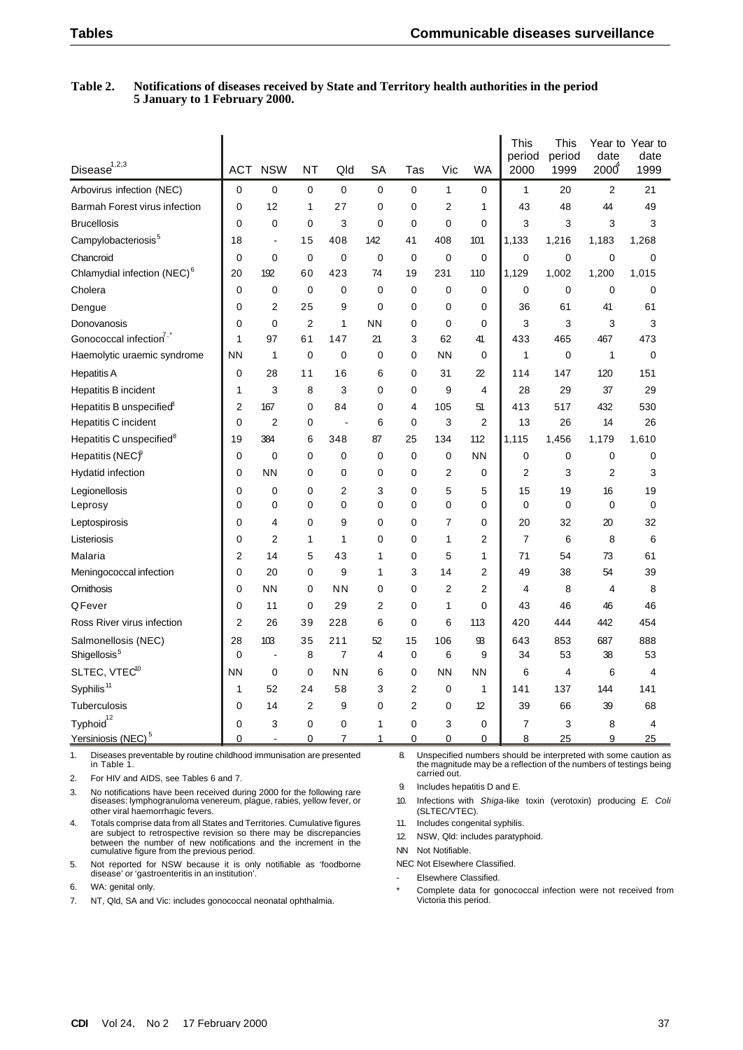**Table 2. Notifications of diseases received by State and Territory health authorities in the period 5 January to 1 February 2000.**

| Disease[1,2,3] | ACT | NSW | NT | Qld | SA | Tas | Vic | WA | This period 2000 | This period 1999 | Year to date 2000[4] | Year to date 1999 |
|---|---|---|---|---|---|---|---|---|---|---|---|---|
| Arbovirus infection (NEC) | 0 | 0 | 0 | 0 | 0 | 0 | 1 | 0 | 1 | 20 | 2 | 21 |
| Barmah Forest virus infection | 0 | 12 | 1 | 27 | 0 | 0 | 2 | 1 | 43 | 48 | 44 | 49 |
| Brucellosis | 0 | 0 | 0 | 3 | 0 | 0 | 0 | 0 | 3 | 3 | 3 | 3 |
| Campylobacteriosis[5] | 18 | - | 15 | 408 | 142 | 41 | 408 | 101 | 1,133 | 1,216 | 1,183 | 1,268 |
| Chancroid | 0 | 0 | 0 | 0 | 0 | 0 | 0 | 0 | 0 | 0 | 0 | 0 |
| Chlamydial infection (NEC)[6] | 20 | 192 | 60 | 423 | 74 | 19 | 231 | 110 | 1,129 | 1,002 | 1,200 | 1,015 |
| Cholera | 0 | 0 | 0 | 0 | 0 | 0 | 0 | 0 | 0 | 0 | 0 | 0 |
| Dengue | 0 | 2 | 25 | 9 | 0 | 0 | 0 | 0 | 36 | 61 | 41 | 61 |
| Donovanosis | 0 | 0 | 2 | 1 | NN | 0 | 0 | 0 | 3 | 3 | 3 | 3 |
| Gonococcal infection[7,*] | 1 | 97 | 61 | 147 | 21 | 3 | 62 | 41 | 433 | 465 | 467 | 473 |
| Haemolytic uraemic syndrome | NN | 1 | 0 | 0 | 0 | 0 | NN | 0 | 1 | 0 | 1 | 0 |
| Hepatitis A | 0 | 28 | 11 | 16 | 6 | 0 | 31 | 22 | 114 | 147 | 120 | 151 |
| Hepatitis B incident | 1 | 3 | 8 | 3 | 0 | 0 | 9 | 4 | 28 | 29 | 37 | 29 |
| Hepatitis B unspecified[8] | 2 | 167 | 0 | 84 | 0 | 4 | 105 | 51 | 413 | 517 | 432 | 530 |
| Hepatitis C incident | 0 | 2 | 0 | - | 6 | 0 | 3 | 2 | 13 | 26 | 14 | 26 |
| Hepatitis C unspecified[8] | 19 | 384 | 6 | 348 | 87 | 25 | 134 | 112 | 1,115 | 1,456 | 1,179 | 1,610 |
| Hepatitis (NEC)[9] | 0 | 0 | 0 | 0 | 0 | 0 | 0 | NN | 0 | 0 | 0 | 0 |
| Hydatid infection | 0 | NN | 0 | 0 | 0 | 0 | 2 | 0 | 2 | 3 | 2 | 3 |
| Legionellosis | 0 | 0 | 0 | 2 | 3 | 0 | 5 | 5 | 15 | 19 | 16 | 19 |
| Leprosy | 0 | 0 | 0 | 0 | 0 | 0 | 0 | 0 | 0 | 0 | 0 | 0 |
| Leptospirosis | 0 | 4 | 0 | 9 | 0 | 0 | 7 | 0 | 20 | 32 | 20 | 32 |
| Listeriosis | 0 | 2 | 1 | 1 | 0 | 0 | 1 | 2 | 7 | 6 | 8 | 6 |
| Malaria | 2 | 14 | 5 | 43 | 1 | 0 | 5 | 1 | 71 | 54 | 73 | 61 |
| Meningococcal infection | 0 | 20 | 0 | 9 | 1 | 3 | 14 | 2 | 49 | 38 | 54 | 39 |
| Ornithosis | 0 | NN | 0 | NN | 0 | 0 | 2 | 2 | 4 | 8 | 4 | 8 |
| Q Fever | 0 | 11 | 0 | 29 | 2 | 0 | 1 | 0 | 43 | 46 | 46 | 46 |
| Ross River virus infection | 2 | 26 | 39 | 228 | 6 | 0 | 6 | 113 | 420 | 444 | 442 | 454 |
| Salmonellosis (NEC) | 28 | 103 | 35 | 211 | 52 | 15 | 106 | 93 | 643 | 853 | 687 | 888 |
| Shigellosis[5] | 0 | - | 8 | 7 | 4 | 0 | 6 | 9 | 34 | 53 | 38 | 53 |
| SLTEC, VTEC[10] | NN | 0 | 0 | NN | 6 | 0 | NN | NN | 6 | 4 | 6 | 4 |
| Syphilis[11] | 1 | 52 | 24 | 58 | 3 | 2 | 0 | 1 | 141 | 137 | 144 | 141 |
| Tuberculosis | 0 | 14 | 2 | 9 | 0 | 2 | 0 | 12 | 39 | 66 | 39 | 68 |
| Typhoid[12] | 0 | 3 | 0 | 0 | 1 | 0 | 3 | 0 | 7 | 3 | 8 | 4 |
| Yersiniosis (NEC)[5] | 0 | - | 0 | 7 | 1 | 0 | 0 | 0 | 8 | 25 | 9 | 25 |

1. Diseases preventable by routine childhood immunisation are presented in Table 1.
2. For HIV and AIDS, see Tables 6 and 7.
3. No notifications have been received during 2000 for the following rare diseases: lymphogranuloma venereum, plague, rabies, yellow fever, or other viral haemorrhagic fevers.
4. Totals comprise data from all States and Territories. Cumulative figures are subject to retrospective revision so there may be discrepancies between the number of new notifications and the increment in the cumulative figure from the previous period.
5. Not reported for NSW because it is only notifiable as 'foodborne disease' or 'gastroenteritis in an institution'.
6. WA: genital only.
7. NT, Qld, SA and Vic: includes gonococcal neonatal ophthalmia.
8. Unspecified numbers should be interpreted with some caution as the magnitude may be a reflection of the numbers of testings being carried out.
9. Includes hepatitis D and E.
10. Infections with *Shiga*-like toxin (verotoxin) producing *E. Coli* (SLTEC/VTEC).
11. Includes congenital syphilis.
12. NSW, Qld: includes paratyphoid.

NN Not Notifiable.

NEC Not Elsewhere Classified.

\- Elsewhere Classified.

\* Complete data for gonococcal infection were not received from Victoria this period.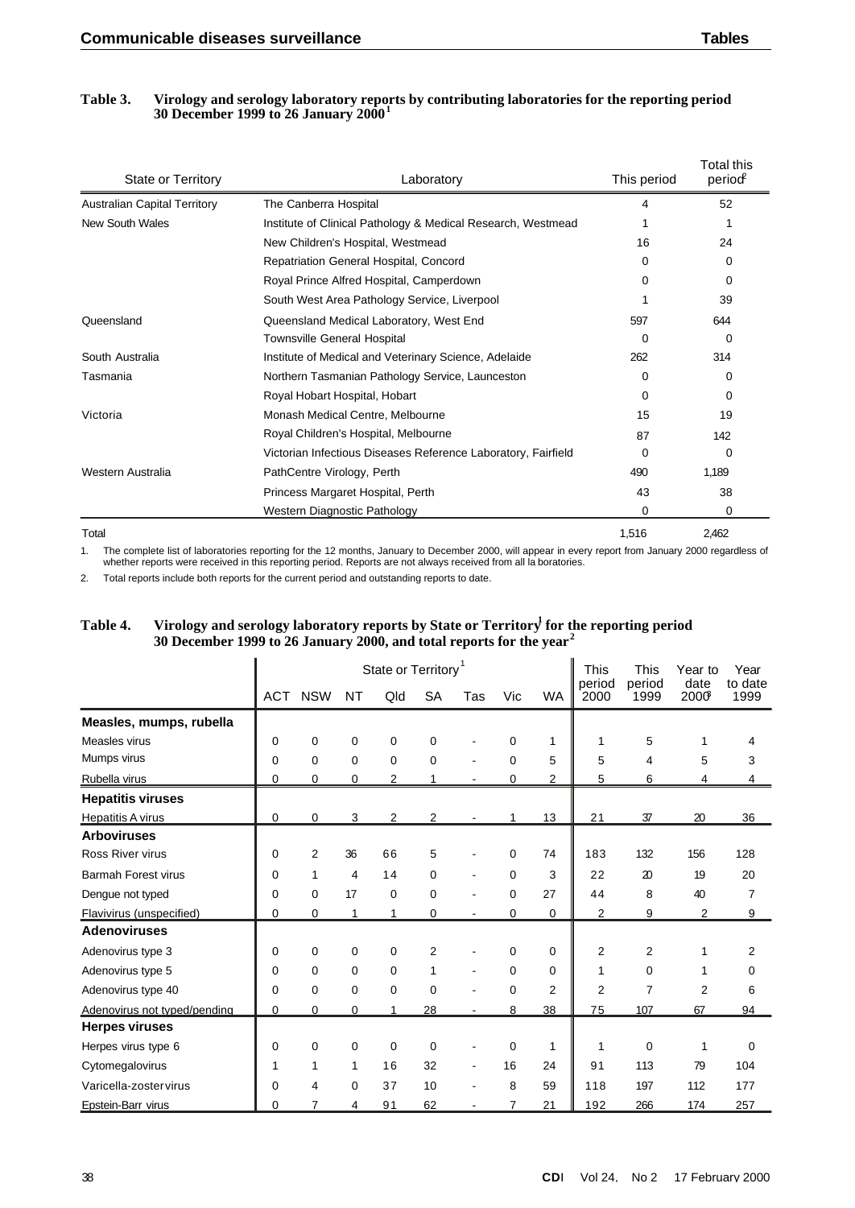**Table 3. Virology and serology laboratory reports by contributing laboratories for the reporting period 30 December 1999 to 26 January 2000[1]**

| State or Territory | Laboratory | This period | Total this period[2] |
|---|---|---|---|
| Australian Capital Territory | The Canberra Hospital | 4 | 52 |
| New South Wales | Institute of Clinical Pathology & Medical Research, Westmead | 1 | 1 |
| | New Children's Hospital, Westmead | 16 | 24 |
| | Repatriation General Hospital, Concord | 0 | 0 |
| | Royal Prince Alfred Hospital, Camperdown | 0 | 0 |
| | South West Area Pathology Service, Liverpool | 1 | 39 |
| Queensland | Queensland Medical Laboratory, West End | 597 | 644 |
| | Townsville General Hospital | 0 | 0 |
| South Australia | Institute of Medical and Veterinary Science, Adelaide | 262 | 314 |
| Tasmania | Northern Tasmanian Pathology Service, Launceston | 0 | 0 |
| | Royal Hobart Hospital, Hobart | 0 | 0 |
| Victoria | Monash Medical Centre, Melbourne | 15 | 19 |
| | Royal Children's Hospital, Melbourne | 87 | 142 |
| | Victorian Infectious Diseases Reference Laboratory, Fairfield | 0 | 0 |
| Western Australia | PathCentre Virology, Perth | 490 | 1,189 |
| | Princess Margaret Hospital, Perth | 43 | 38 |
| | Western Diagnostic Pathology | 0 | 0 |
| Total | | 1,516 | 2,462 |

1. The complete list of laboratories reporting for the 12 months, January to December 2000, will appear in every report from January 2000 regardless of whether reports were received in this reporting period. Reports are not always received from all la boratories.

2. Total reports include both reports for the current period and outstanding reports to date.

**Table 4. Virology and serology laboratory reports by State or Territory[1] for the reporting period 30 December 1999 to 26 January 2000, and total reports for the year[2]**

| | State or Territory[1] | | | | | | | | This period 2000 | This period 1999 | Year to date 2000[3] | Year to date 1999 |
|---|---|---|---|---|---|---|---|---|---|---|---|---|
| | ACT | NSW | NT | Qld | SA | Tas | Vic | WA | | | | |
| **Measles, mumps, rubella** | | | | | | | | | | | | |
| Measles virus | 0 | 0 | 0 | 0 | 0 | - | 0 | 1 | 1 | 5 | 1 | 4 |
| Mumps virus | 0 | 0 | 0 | 0 | 0 | - | 0 | 5 | 5 | 4 | 5 | 3 |
| Rubella virus | 0 | 0 | 0 | 2 | 1 | - | 0 | 2 | 5 | 6 | 4 | 4 |
| **Hepatitis viruses** | | | | | | | | | | | | |
| Hepatitis A virus | 0 | 0 | 3 | 2 | 2 | - | 1 | 13 | 21 | 37 | 20 | 36 |
| **Arboviruses** | | | | | | | | | | | | |
| Ross River virus | 0 | 2 | 36 | 66 | 5 | - | 0 | 74 | 183 | 132 | 156 | 128 |
| Barmah Forest virus | 0 | 1 | 4 | 14 | 0 | - | 0 | 3 | 22 | 20 | 19 | 20 |
| Dengue not typed | 0 | 0 | 17 | 0 | 0 | - | 0 | 27 | 44 | 8 | 40 | 7 |
| Flavivirus (unspecified) | 0 | 0 | 1 | 1 | 0 | - | 0 | 0 | 2 | 9 | 2 | 9 |
| **Adenoviruses** | | | | | | | | | | | | |
| Adenovirus type 3 | 0 | 0 | 0 | 0 | 2 | - | 0 | 0 | 2 | 2 | 1 | 2 |
| Adenovirus type 5 | 0 | 0 | 0 | 0 | 1 | - | 0 | 0 | 1 | 0 | 1 | 0 |
| Adenovirus type 40 | 0 | 0 | 0 | 0 | 0 | - | 0 | 2 | 2 | 7 | 2 | 6 |
| Adenovirus not typed/pending | 0 | 0 | 0 | 1 | 28 | - | 8 | 38 | 75 | 107 | 67 | 94 |
| **Herpes viruses** | | | | | | | | | | | | |
| Herpes virus type 6 | 0 | 0 | 0 | 0 | 0 | - | 0 | 1 | 1 | 0 | 1 | 0 |
| Cytomegalovirus | 1 | 1 | 1 | 16 | 32 | - | 16 | 24 | 91 | 113 | 79 | 104 |
| Varicella-zoster virus | 0 | 4 | 0 | 37 | 10 | - | 8 | 59 | 118 | 197 | 112 | 177 |
| Epstein-Barr virus | 0 | 7 | 4 | 91 | 62 | - | 7 | 21 | 192 | 266 | 174 | 257 |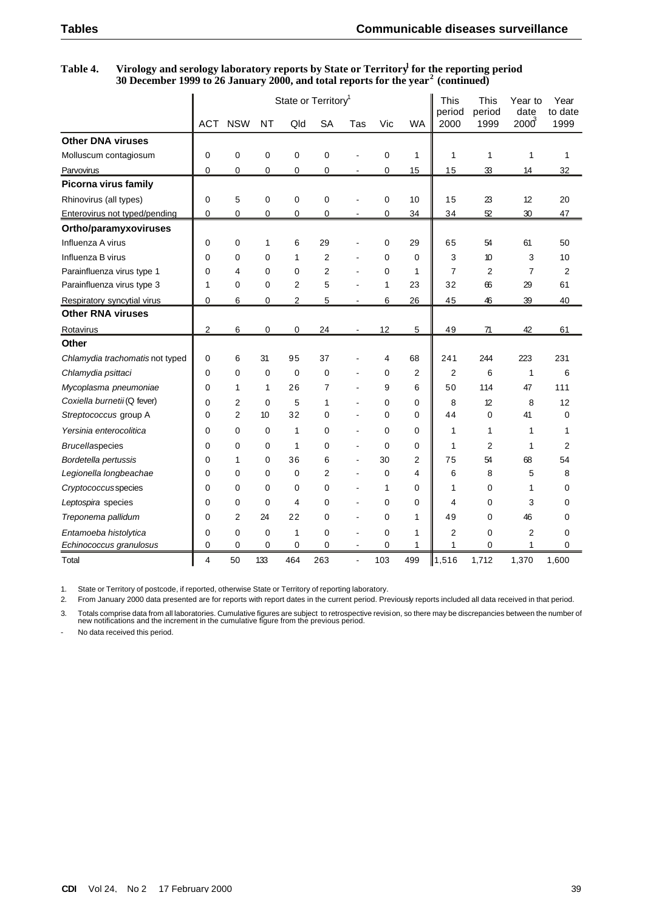**Table 4. Virology and serology laboratory reports by State or Territory[1] for the reporting period 30 December 1999 to 26 January 2000, and total reports for the year[2] (continued)**

| | State or Territory[1] | | | | | | | | This period 2000 | This period 1999 | Year to date 2000[3] | Year to date 1999 |
|---|---|---|---|---|---|---|---|---|---|---|---|---|
| | ACT | NSW | NT | Qld | SA | Tas | Vic | WA | | | | |
| **Other DNA viruses** | | | | | | | | | | | | |
| Molluscum contagiosum | 0 | 0 | 0 | 0 | 0 | - | 0 | 1 | 1 | 1 | 1 | 1 |
| Parvovirus | 0 | 0 | 0 | 0 | 0 | - | 0 | 15 | 15 | 33 | 14 | 32 |
| **Picorna virus family** | | | | | | | | | | | | |
| Rhinovirus (all types) | 0 | 5 | 0 | 0 | 0 | - | 0 | 10 | 15 | 23 | 12 | 20 |
| Enterovirus not typed/pending | 0 | 0 | 0 | 0 | 0 | - | 0 | 34 | 34 | 52 | 30 | 47 |
| **Ortho/paramyxoviruses** | | | | | | | | | | | | |
| Influenza A virus | 0 | 0 | 1 | 6 | 29 | - | 0 | 29 | 65 | 54 | 61 | 50 |
| Influenza B virus | 0 | 0 | 0 | 1 | 2 | - | 0 | 0 | 3 | 10 | 3 | 10 |
| Parainfluenza virus type 1 | 0 | 4 | 0 | 0 | 2 | - | 0 | 1 | 7 | 2 | 7 | 2 |
| Parainfluenza virus type 3 | 1 | 0 | 0 | 2 | 5 | - | 1 | 23 | 32 | 66 | 29 | 61 |
| Respiratory syncytial virus | 0 | 6 | 0 | 2 | 5 | - | 6 | 26 | 45 | 46 | 39 | 40 |
| **Other RNA viruses** | | | | | | | | | | | | |
| Rotavirus | 2 | 6 | 0 | 0 | 24 | - | 12 | 5 | 49 | 71 | 42 | 61 |
| **Other** | | | | | | | | | | | | |
| *Chlamydia trachomatis* not typed | 0 | 6 | 31 | 95 | 37 | - | 4 | 68 | 241 | 244 | 223 | 231 |
| *Chlamydia psittaci* | 0 | 0 | 0 | 0 | 0 | - | 0 | 2 | 2 | 6 | 1 | 6 |
| *Mycoplasma pneumoniae* | 0 | 1 | 1 | 26 | 7 | - | 9 | 6 | 50 | 114 | 47 | 111 |
| *Coxiella burnetii* (Q fever) | 0 | 2 | 0 | 5 | 1 | - | 0 | 0 | 8 | 12 | 8 | 12 |
| *Streptococcus* group A | 0 | 2 | 10 | 32 | 0 | - | 0 | 0 | 44 | 0 | 41 | 0 |
| *Yersinia enterocolitica* | 0 | 0 | 0 | 1 | 0 | - | 0 | 0 | 1 | 1 | 1 | 1 |
| *Brucella* species | 0 | 0 | 0 | 1 | 0 | - | 0 | 0 | 1 | 2 | 1 | 2 |
| *Bordetella pertussis* | 0 | 1 | 0 | 36 | 6 | - | 30 | 2 | 75 | 54 | 68 | 54 |
| *Legionella longbeachae* | 0 | 0 | 0 | 0 | 2 | - | 0 | 4 | 6 | 8 | 5 | 8 |
| *Cryptococcus* species | 0 | 0 | 0 | 0 | 0 | - | 1 | 0 | 1 | 0 | 1 | 0 |
| *Leptospira* species | 0 | 0 | 0 | 4 | 0 | - | 0 | 0 | 4 | 0 | 3 | 0 |
| *Treponema pallidum* | 0 | 2 | 24 | 22 | 0 | - | 0 | 1 | 49 | 0 | 46 | 0 |
| *Entamoeba histolytica* | 0 | 0 | 0 | 1 | 0 | - | 0 | 1 | 2 | 0 | 2 | 0 |
| *Echinococcus granulosus* | 0 | 0 | 0 | 0 | 0 | - | 0 | 1 | 1 | 0 | 1 | 0 |
| Total | 4 | 50 | 133 | 464 | 263 | - | 103 | 499 | 1,516 | 1,712 | 1,370 | 1,600 |

1. State or Territory of postcode, if reported, otherwise State or Territory of reporting laboratory.
2. From January 2000 data presented are for reports with report dates in the current period. Previously reports included all data received in that period.
3. Totals comprise data from all laboratories. Cumulative figures are subject to retrospective revision, so there may be discrepancies between the number of new notifications and the increment in the cumulative figure from the previous period.

\- No data received this period.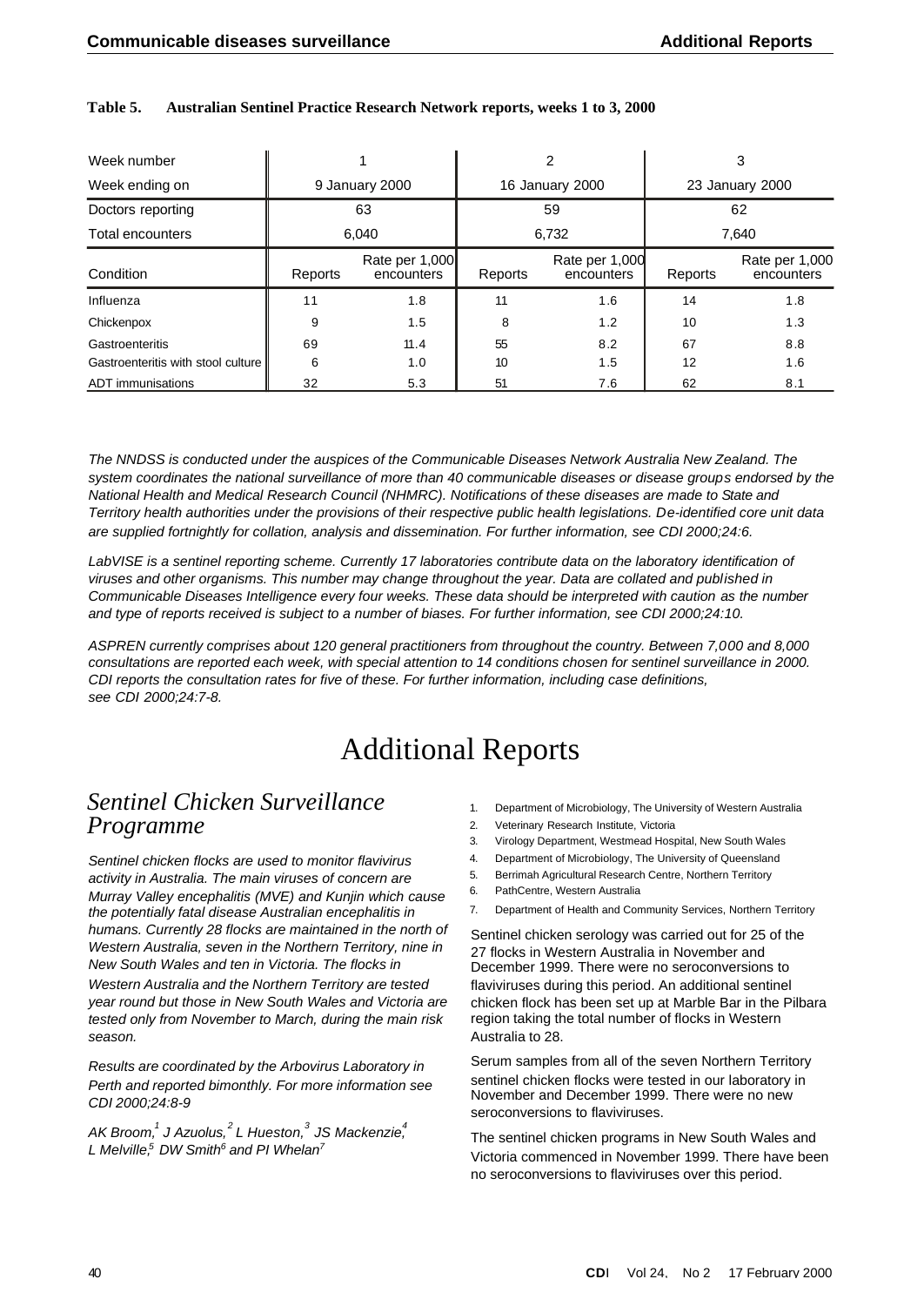**Table 5. Australian Sentinel Practice Research Network reports, weeks 1 to 3, 2000**

| Week number | 1 | | 2 | | 3 | |
|---|---|---|---|---|---|---|
| Week ending on | 9 January 2000 | | 16 January 2000 | | 23 January 2000 | |
| Doctors reporting | 63 | | 59 | | 62 | |
| Total encounters | 6,040 | | 6,732 | | 7,640 | |
| Condition | Reports | Rate per 1,000 encounters | Reports | Rate per 1,000 encounters | Reports | Rate per 1,000 encounters |
| Influenza | 11 | 1.8 | 11 | 1.6 | 14 | 1.8 |
| Chickenpox | 9 | 1.5 | 8 | 1.2 | 10 | 1.3 |
| Gastroenteritis | 69 | 11.4 | 55 | 8.2 | 67 | 8.8 |
| Gastroenteritis with stool culture | 6 | 1.0 | 10 | 1.5 | 12 | 1.6 |
| ADT immunisations | 32 | 5.3 | 51 | 7.6 | 62 | 8.1 |

*The NNDSS is conducted under the auspices of the Communicable Diseases Network Australia New Zealand. The system coordinates the national surveillance of more than 40 communicable diseases or disease groups endorsed by the National Health and Medical Research Council (NHMRC). Notifications of these diseases are made to State and Territory health authorities under the provisions of their respective public health legislations. De-identified core unit data are supplied fortnightly for collation, analysis and dissemination. For further information, see CDI 2000;24:6.*

*LabVISE is a sentinel reporting scheme. Currently 17 laboratories contribute data on the laboratory identification of viruses and other organisms. This number may change throughout the year. Data are collated and published in Communicable Diseases Intelligence every four weeks. These data should be interpreted with caution as the number and type of reports received is subject to a number of biases. For further information, see CDI 2000;24:10.*

*ASPREN currently comprises about 120 general practitioners from throughout the country. Between 7,000 and 8,000 consultations are reported each week, with special attention to 14 conditions chosen for sentinel surveillance in 2000. CDI reports the consultation rates for five of these. For further information, including case definitions, see CDI 2000;24:7-8.*

# Additional Reports

## Sentinel Chicken Surveillance Programme

*Sentinel chicken flocks are used to monitor flavivirus activity in Australia. The main viruses of concern are Murray Valley encephalitis (MVE) and Kunjin which cause the potentially fatal disease Australian encephalitis in humans. Currently 28 flocks are maintained in the north of Western Australia, seven in the Northern Territory, nine in New South Wales and ten in Victoria. The flocks in Western Australia and the Northern Territory are tested year round but those in New South Wales and Victoria are tested only from November to March, during the main risk season.*

*Results are coordinated by the Arbovirus Laboratory in Perth and reported bimonthly. For more information see CDI 2000;24:8-9*

*AK Broom,[1] J Azuolus,[2] L Hueston,[3] JS Mackenzie,[4] L Melville,[5] DW Smith[6] and PI Whelan[7]*

1. Department of Microbiology, The University of Western Australia
2. Veterinary Research Institute, Victoria
3. Virology Department, Westmead Hospital, New South Wales
4. Department of Microbiology, The University of Queensland
5. Berrimah Agricultural Research Centre, Northern Territory
6. PathCentre, Western Australia
7. Department of Health and Community Services, Northern Territory

Sentinel chicken serology was carried out for 25 of the 27 flocks in Western Australia in November and December 1999. There were no seroconversions to flaviviruses during this period. An additional sentinel chicken flock has been set up at Marble Bar in the Pilbara region taking the total number of flocks in Western Australia to 28.

Serum samples from all of the seven Northern Territory sentinel chicken flocks were tested in our laboratory in November and December 1999. There were no new seroconversions to flaviviruses.

The sentinel chicken programs in New South Wales and Victoria commenced in November 1999. There have been no seroconversions to flaviviruses over this period.